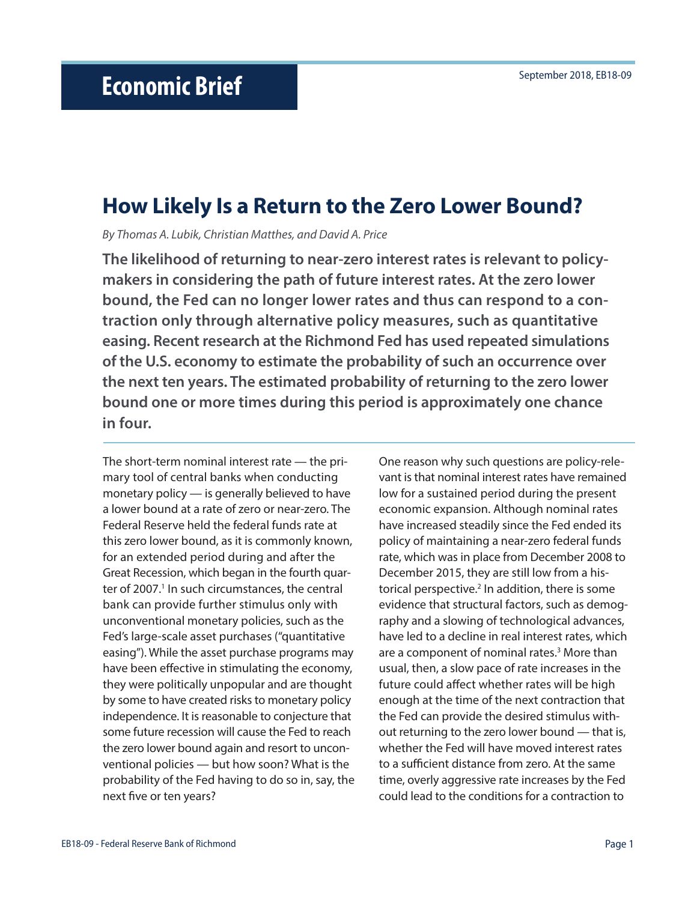# Economic Brief

September 2018, EB18-09

## How Likely Is a Return to the Zero Lower Bound?

*By Thomas A. Lubik, Christian Matthes, and David A. Price*

**The likelihood of returning to near-zero interest rates is relevant to policymakers in considering the path of future interest rates. At the zero lower bound, the Fed can no longer lower rates and thus can respond to a contraction only through alternative policy measures, such as quantitative easing. Recent research at the Richmond Fed has used repeated simulations of the U.S. economy to estimate the probability of such an occurrence over the next ten years. The estimated probability of returning to the zero lower bound one or more times during this period is approximately one chance in four.**

The short-term nominal interest rate — the primary tool of central banks when conducting monetary policy — is generally believed to have a lower bound at a rate of zero or near-zero. The Federal Reserve held the federal funds rate at this zero lower bound, as it is commonly known, for an extended period during and after the Great Recession, which began in the fourth quarter of 2007.[1] In such circumstances, the central bank can provide further stimulus only with unconventional monetary policies, such as the Fed's large-scale asset purchases ("quantitative easing"). While the asset purchase programs may have been effective in stimulating the economy, they were politically unpopular and are thought by some to have created risks to monetary policy independence. It is reasonable to conjecture that some future recession will cause the Fed to reach the zero lower bound again and resort to unconventional policies — but how soon? What is the probability of the Fed having to do so in, say, the next five or ten years?

One reason why such questions are policy-relevant is that nominal interest rates have remained low for a sustained period during the present economic expansion. Although nominal rates have increased steadily since the Fed ended its policy of maintaining a near-zero federal funds rate, which was in place from December 2008 to December 2015, they are still low from a historical perspective.[2] In addition, there is some evidence that structural factors, such as demography and a slowing of technological advances, have led to a decline in real interest rates, which are a component of nominal rates.[3] More than usual, then, a slow pace of rate increases in the future could affect whether rates will be high enough at the time of the next contraction that the Fed can provide the desired stimulus without returning to the zero lower bound — that is, whether the Fed will have moved interest rates to a sufficient distance from zero. At the same time, overly aggressive rate increases by the Fed could lead to the conditions for a contraction to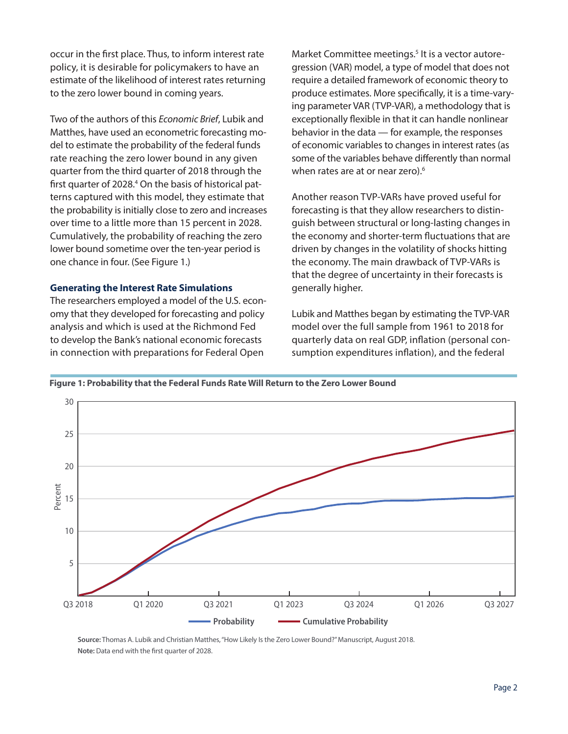occur in the first place. Thus, to inform interest rate policy, it is desirable for policymakers to have an estimate of the likelihood of interest rates returning to the zero lower bound in coming years.

Two of the authors of this *Economic Brief*, Lubik and Matthes, have used an econometric forecasting model to estimate the probability of the federal funds rate reaching the zero lower bound in any given quarter from the third quarter of 2018 through the first quarter of 2028.[4] On the basis of historical patterns captured with this model, they estimate that the probability is initially close to zero and increases over time to a little more than 15 percent in 2028. Cumulatively, the probability of reaching the zero lower bound sometime over the ten-year period is one chance in four. (See Figure 1.)

### Generating the Interest Rate Simulations

The researchers employed a model of the U.S. economy that they developed for forecasting and policy analysis and which is used at the Richmond Fed to develop the Bank's national economic forecasts in connection with preparations for Federal Open Market Committee meetings.[5] It is a vector autoregression (VAR) model, a type of model that does not require a detailed framework of economic theory to produce estimates. More specifically, it is a time-varying parameter VAR (TVP-VAR), a methodology that is exceptionally flexible in that it can handle nonlinear behavior in the data — for example, the responses of economic variables to changes in interest rates (as some of the variables behave differently than normal when rates are at or near zero).[6]

Another reason TVP-VARs have proved useful for forecasting is that they allow researchers to distinguish between structural or long-lasting changes in the economy and shorter-term fluctuations that are driven by changes in the volatility of shocks hitting the economy. The main drawback of TVP-VARs is that the degree of uncertainty in their forecasts is generally higher.

Lubik and Matthes began by estimating the TVP-VAR model over the full sample from 1961 to 2018 for quarterly data on real GDP, inflation (personal consumption expenditures inflation), and the federal

**Figure 1: Probability that the Federal Funds Rate Will Return to the Zero Lower Bound**

**Source:** Thomas A. Lubik and Christian Matthes, "How Likely Is the Zero Lower Bound?" Manuscript, August 2018.
**Note:** Data end with the first quarter of 2028.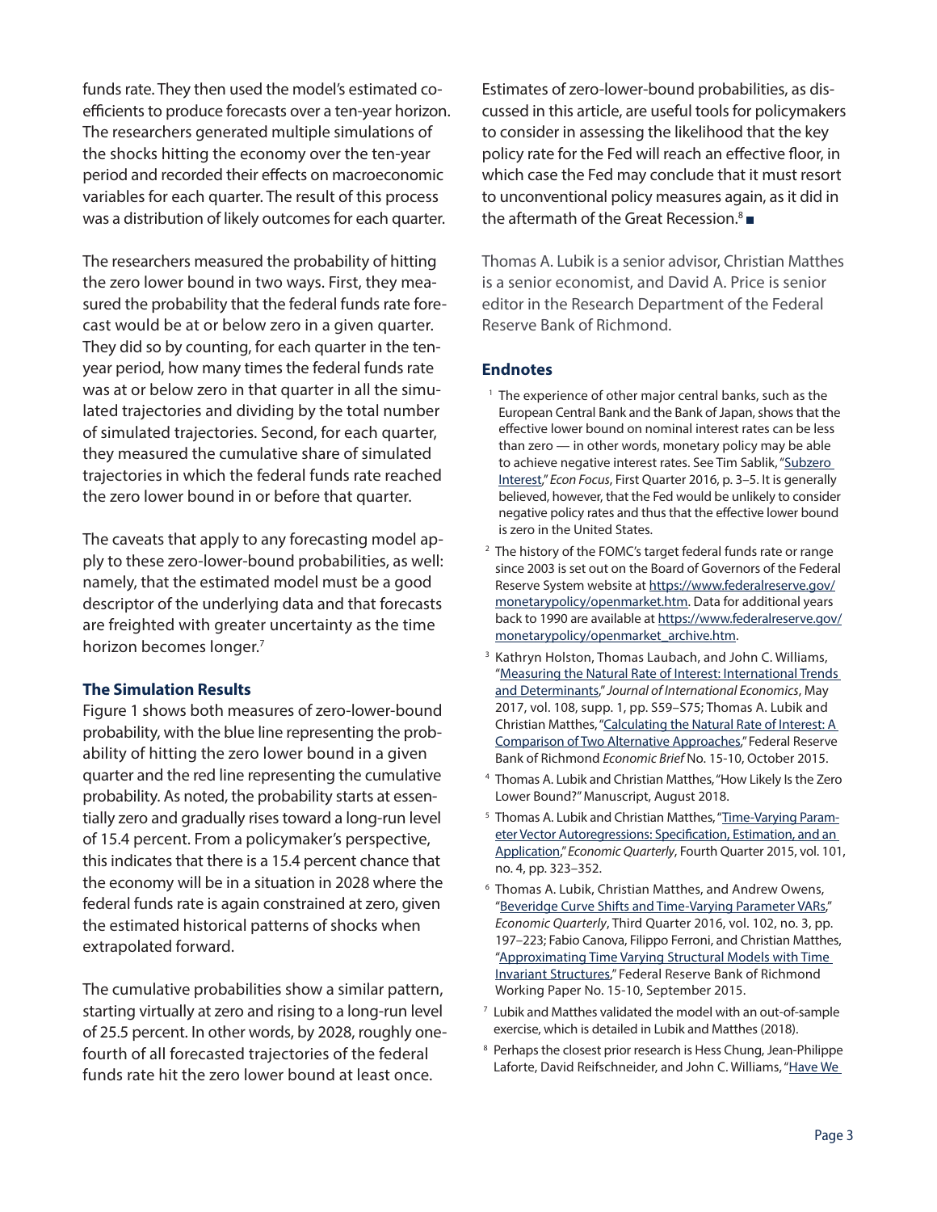funds rate. They then used the model's estimated coefficients to produce forecasts over a ten-year horizon. The researchers generated multiple simulations of the shocks hitting the economy over the ten-year period and recorded their effects on macroeconomic variables for each quarter. The result of this process was a distribution of likely outcomes for each quarter.

The researchers measured the probability of hitting the zero lower bound in two ways. First, they measured the probability that the federal funds rate forecast would be at or below zero in a given quarter. They did so by counting, for each quarter in the ten-year period, how many times the federal funds rate was at or below zero in that quarter in all the simulated trajectories and dividing by the total number of simulated trajectories. Second, for each quarter, they measured the cumulative share of simulated trajectories in which the federal funds rate reached the zero lower bound in or before that quarter.

The caveats that apply to any forecasting model apply to these zero-lower-bound probabilities, as well: namely, that the estimated model must be a good descriptor of the underlying data and that forecasts are freighted with greater uncertainty as the time horizon becomes longer.[7]

### The Simulation Results

Figure 1 shows both measures of zero-lower-bound probability, with the blue line representing the probability of hitting the zero lower bound in a given quarter and the red line representing the cumulative probability. As noted, the probability starts at essentially zero and gradually rises toward a long-run level of 15.4 percent. From a policymaker's perspective, this indicates that there is a 15.4 percent chance that the economy will be in a situation in 2028 where the federal funds rate is again constrained at zero, given the estimated historical patterns of shocks when extrapolated forward.

The cumulative probabilities show a similar pattern, starting virtually at zero and rising to a long-run level of 25.5 percent. In other words, by 2028, roughly one-fourth of all forecasted trajectories of the federal funds rate hit the zero lower bound at least once.

Estimates of zero-lower-bound probabilities, as discussed in this article, are useful tools for policymakers to consider in assessing the likelihood that the key policy rate for the Fed will reach an effective floor, in which case the Fed may conclude that it must resort to unconventional policy measures again, as it did in the aftermath of the Great Recession.[8] ■

Thomas A. Lubik is a senior advisor, Christian Matthes is a senior economist, and David A. Price is senior editor in the Research Department of the Federal Reserve Bank of Richmond.

### Endnotes

[1] The experience of other major central banks, such as the European Central Bank and the Bank of Japan, shows that the effective lower bound on nominal interest rates can be less than zero — in other words, monetary policy may be able to achieve negative interest rates. See Tim Sablik, "Subzero Interest," *Econ Focus*, First Quarter 2016, p. 3–5. It is generally believed, however, that the Fed would be unlikely to consider negative policy rates and thus that the effective lower bound is zero in the United States.

[2] The history of the FOMC's target federal funds rate or range since 2003 is set out on the Board of Governors of the Federal Reserve System website at https://www.federalreserve.gov/monetarypolicy/openmarket.htm. Data for additional years back to 1990 are available at https://www.federalreserve.gov/monetarypolicy/openmarket_archive.htm.

[3] Kathryn Holston, Thomas Laubach, and John C. Williams, "Measuring the Natural Rate of Interest: International Trends and Determinants," *Journal of International Economics*, May 2017, vol. 108, supp. 1, pp. S59–S75; Thomas A. Lubik and Christian Matthes, "Calculating the Natural Rate of Interest: A Comparison of Two Alternative Approaches," Federal Reserve Bank of Richmond *Economic Brief* No. 15-10, October 2015.

[4] Thomas A. Lubik and Christian Matthes, "How Likely Is the Zero Lower Bound?" Manuscript, August 2018.

[5] Thomas A. Lubik and Christian Matthes, "Time-Varying Parameter Vector Autoregressions: Specification, Estimation, and an Application," *Economic Quarterly*, Fourth Quarter 2015, vol. 101, no. 4, pp. 323–352.

[6] Thomas A. Lubik, Christian Matthes, and Andrew Owens, "Beveridge Curve Shifts and Time-Varying Parameter VARs," *Economic Quarterly*, Third Quarter 2016, vol. 102, no. 3, pp. 197–223; Fabio Canova, Filippo Ferroni, and Christian Matthes, "Approximating Time Varying Structural Models with Time Invariant Structures," Federal Reserve Bank of Richmond Working Paper No. 15-10, September 2015.

[7] Lubik and Matthes validated the model with an out-of-sample exercise, which is detailed in Lubik and Matthes (2018).

[8] Perhaps the closest prior research is Hess Chung, Jean-Philippe Laforte, David Reifschneider, and John C. Williams, "Have We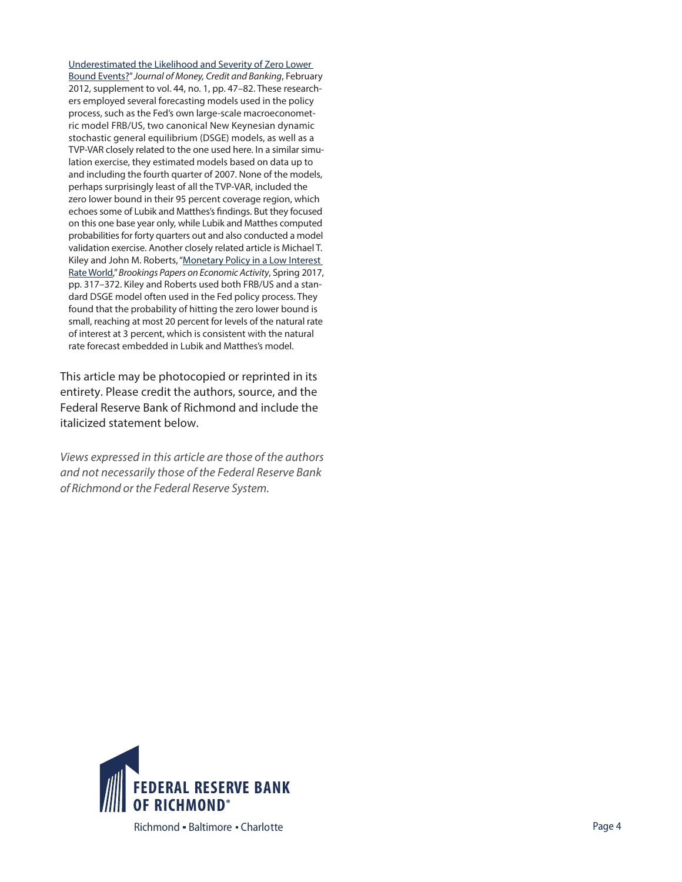[Underestimated the Likelihood and Severity of Zero Lower Bound Events?](#)" *Journal of Money, Credit and Banking*, February 2012, supplement to vol. 44, no. 1, pp. 47–82. These researchers employed several forecasting models used in the policy process, such as the Fed's own large-scale macroeconometric model FRB/US, two canonical New Keynesian dynamic stochastic general equilibrium (DSGE) models, as well as a TVP-VAR closely related to the one used here. In a similar simulation exercise, they estimated models based on data up to and including the fourth quarter of 2007. None of the models, perhaps surprisingly least of all the TVP-VAR, included the zero lower bound in their 95 percent coverage region, which echoes some of Lubik and Matthes's findings. But they focused on this one base year only, while Lubik and Matthes computed probabilities for forty quarters out and also conducted a model validation exercise. Another closely related article is Michael T. Kiley and John M. Roberts, "[Monetary Policy in a Low Interest Rate World](#)," *Brookings Papers on Economic Activity*, Spring 2017, pp. 317–372. Kiley and Roberts used both FRB/US and a standard DSGE model often used in the Fed policy process. They found that the probability of hitting the zero lower bound is small, reaching at most 20 percent for levels of the natural rate of interest at 3 percent, which is consistent with the natural rate forecast embedded in Lubik and Matthes's model.

This article may be photocopied or reprinted in its entirety. Please credit the authors, source, and the Federal Reserve Bank of Richmond and include the italicized statement below.

*Views expressed in this article are those of the authors and not necessarily those of the Federal Reserve Bank of Richmond or the Federal Reserve System.*

**FEDERAL RESERVE BANK OF RICHMOND®**

Richmond ▪ Baltimore ▪ Charlotte